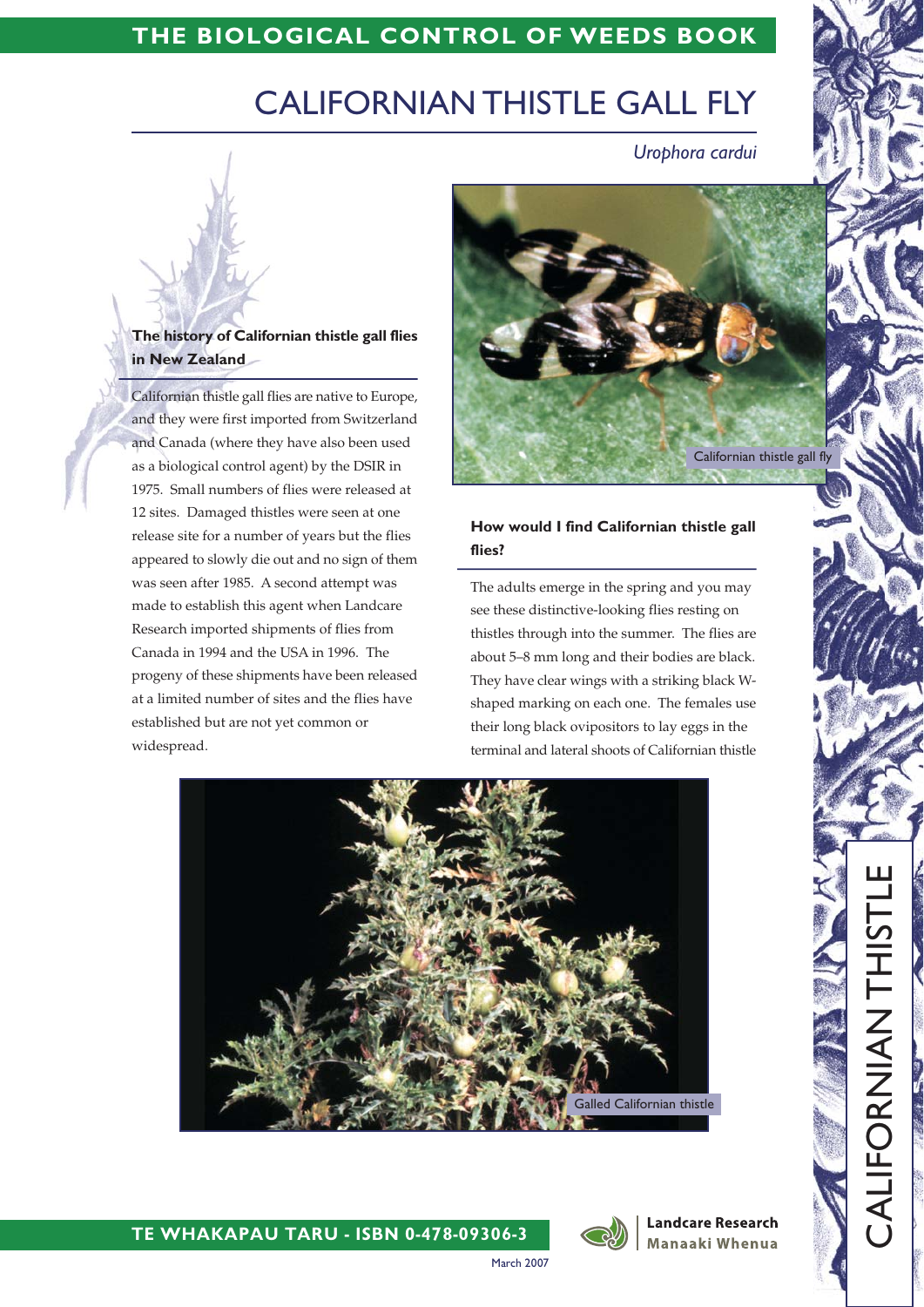# CALIFORNIAN THISTLE GALL FLY

*Urophora cardui*

## The history of Californian thistle gall flies in New Zealand

Californian thistle gall flies are native to Europe, and they were first imported from Switzerland and Canada (where they have also been used as a biological control agent) by the DSIR in 1975. Small numbers of flies were released at 12 sites. Damaged thistles were seen at one release site for a number of years but the flies appeared to slowly die out and no sign of them was seen after 1985. A second attempt was made to establish this agent when Landcare Research imported shipments of flies from Canada in 1994 and the USA in 1996. The progeny of these shipments have been released at a limited number of sites and the flies have established but are not yet common or widespread.

Californian thistle gall fly

## How would I find Californian thistle gall flies?

The adults emerge in the spring and you may see these distinctive-looking flies resting on thistles through into the summer. The flies are about 5–8 mm long and their bodies are black. They have clear wings with a striking black W-shaped marking on each one. The females use their long black ovipositors to lay eggs in the terminal and lateral shoots of Californian thistle

Galled Californian thistle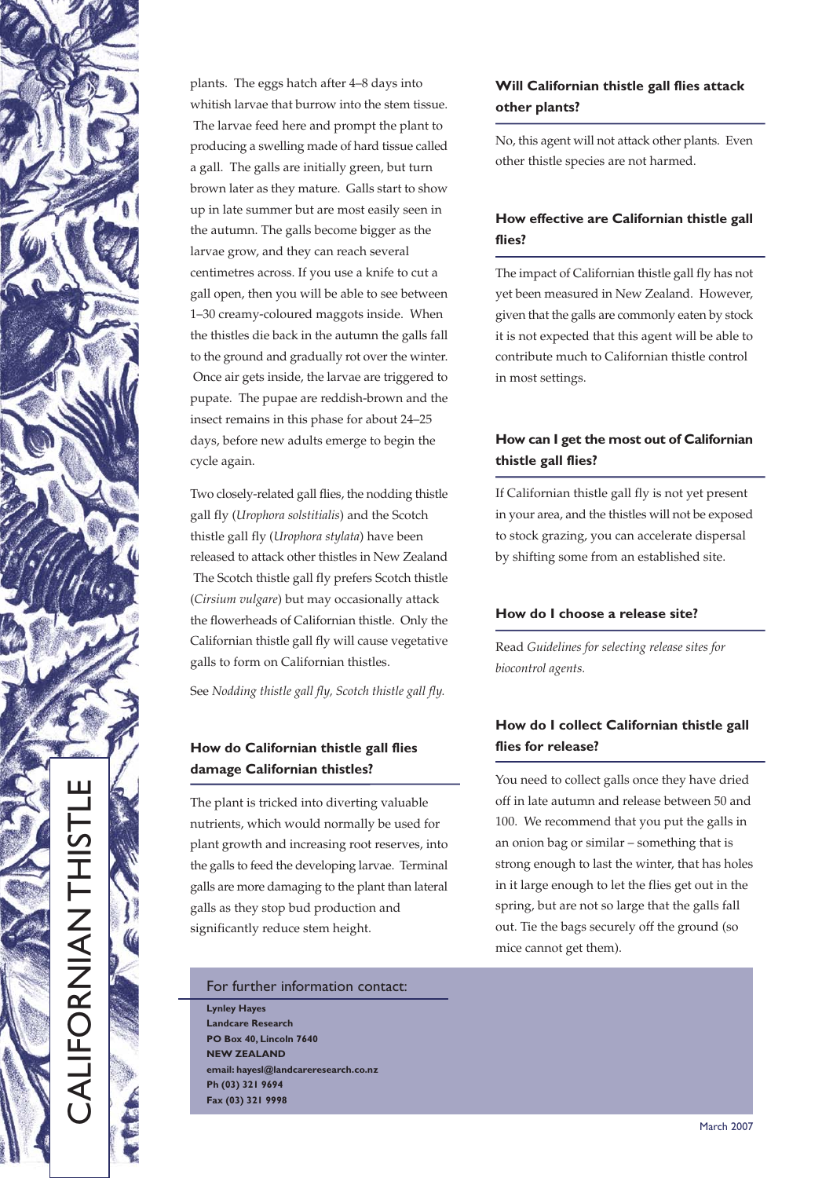plants. The eggs hatch after 4–8 days into whitish larvae that burrow into the stem tissue. The larvae feed here and prompt the plant to producing a swelling made of hard tissue called a gall. The galls are initially green, but turn brown later as they mature. Galls start to show up in late summer but are most easily seen in the autumn. The galls become bigger as the larvae grow, and they can reach several centimetres across. If you use a knife to cut a gall open, then you will be able to see between 1–30 creamy-coloured maggots inside. When the thistles die back in the autumn the galls fall to the ground and gradually rot over the winter. Once air gets inside, the larvae are triggered to pupate. The pupae are reddish-brown and the insect remains in this phase for about 24–25 days, before new adults emerge to begin the cycle again.

Two closely-related gall flies, the nodding thistle gall fly (*Urophora solstitialis*) and the Scotch thistle gall fly (*Urophora stylata*) have been released to attack other thistles in New Zealand The Scotch thistle gall fly prefers Scotch thistle (*Cirsium vulgare*) but may occasionally attack the flowerheads of Californian thistle. Only the Californian thistle gall fly will cause vegetative galls to form on Californian thistles.

See *Nodding thistle gall fly*, *Scotch thistle gall fly*.

### How do Californian thistle gall flies damage Californian thistles?

The plant is tricked into diverting valuable nutrients, which would normally be used for plant growth and increasing root reserves, into the galls to feed the developing larvae. Terminal galls are more damaging to the plant than lateral galls as they stop bud production and significantly reduce stem height.

### Will Californian thistle gall flies attack other plants?

No, this agent will not attack other plants. Even other thistle species are not harmed.

### How effective are Californian thistle gall flies?

The impact of Californian thistle gall fly has not yet been measured in New Zealand. However, given that the galls are commonly eaten by stock it is not expected that this agent will be able to contribute much to Californian thistle control in most settings.

### How can I get the most out of Californian thistle gall flies?

If Californian thistle gall fly is not yet present in your area, and the thistles will not be exposed to stock grazing, you can accelerate dispersal by shifting some from an established site.

### How do I choose a release site?

Read *Guidelines for selecting release sites for biocontrol agents.*

### How do I collect Californian thistle gall flies for release?

You need to collect galls once they have dried off in late autumn and release between 50 and 100. We recommend that you put the galls in an onion bag or similar – something that is strong enough to last the winter, that has holes in it large enough to let the flies get out in the spring, but are not so large that the galls fall out. Tie the bags securely off the ground (so mice cannot get them).

For further information contact:

**Lynley Hayes**
**Landcare Research**
**PO Box 40, Lincoln 7640**
**NEW ZEALAND**
**email: hayesl@landcareresearch.co.nz**
**Ph (03) 321 9694**
**Fax (03) 321 9998**

March 2007